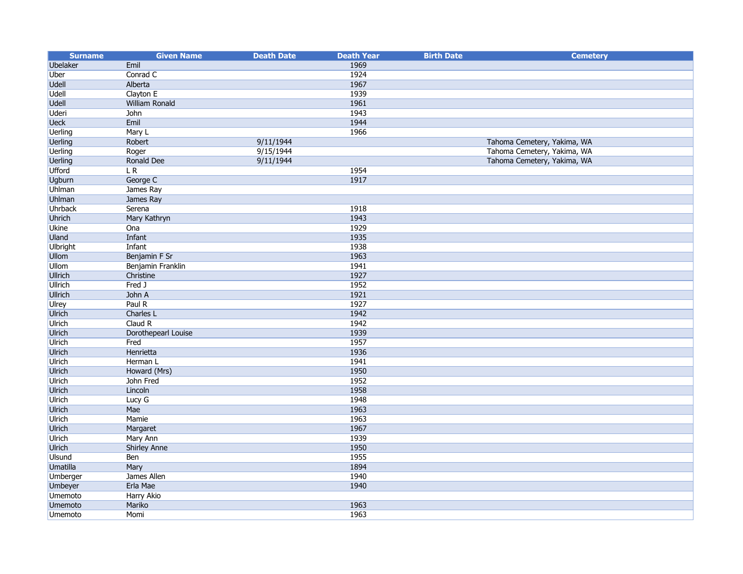| Surname | Given Name | Death Date | Death Year | Birth Date | Cemetery |
|---|---|---|---|---|---|
| Ubelaker | Emil | | 1969 | | |
| Uber | Conrad C | | 1924 | | |
| Udell | Alberta | | 1967 | | |
| Udell | Clayton E | | 1939 | | |
| Udell | William Ronald | | 1961 | | |
| Uderi | John | | 1943 | | |
| Ueck | Emil | | 1944 | | |
| Uerling | Mary L | | 1966 | | |
| Uerling | Robert | 9/11/1944 | | | Tahoma Cemetery, Yakima, WA |
| Uerling | Roger | 9/15/1944 | | | Tahoma Cemetery, Yakima, WA |
| Uerling | Ronald Dee | 9/11/1944 | | | Tahoma Cemetery, Yakima, WA |
| Ufford | L R | | 1954 | | |
| Ugburn | George C | | 1917 | | |
| Uhlman | James Ray | | | | |
| Uhlman | James Ray | | | | |
| Uhrback | Serena | | 1918 | | |
| Uhrich | Mary Kathryn | | 1943 | | |
| Ukine | Ona | | 1929 | | |
| Uland | Infant | | 1935 | | |
| Ulbright | Infant | | 1938 | | |
| Ullom | Benjamin F Sr | | 1963 | | |
| Ullom | Benjamin Franklin | | 1941 | | |
| Ullrich | Christine | | 1927 | | |
| Ullrich | Fred J | | 1952 | | |
| Ullrich | John A | | 1921 | | |
| Ulrey | Paul R | | 1927 | | |
| Ulrich | Charles L | | 1942 | | |
| Ulrich | Claud R | | 1942 | | |
| Ulrich | Dorothepearl Louise | | 1939 | | |
| Ulrich | Fred | | 1957 | | |
| Ulrich | Henrietta | | 1936 | | |
| Ulrich | Herman L | | 1941 | | |
| Ulrich | Howard (Mrs) | | 1950 | | |
| Ulrich | John Fred | | 1952 | | |
| Ulrich | Lincoln | | 1958 | | |
| Ulrich | Lucy G | | 1948 | | |
| Ulrich | Mae | | 1963 | | |
| Ulrich | Mamie | | 1963 | | |
| Ulrich | Margaret | | 1967 | | |
| Ulrich | Mary Ann | | 1939 | | |
| Ulrich | Shirley Anne | | 1950 | | |
| Ulsund | Ben | | 1955 | | |
| Umatilla | Mary | | 1894 | | |
| Umberger | James Allen | | 1940 | | |
| Umbeyer | Erla Mae | | 1940 | | |
| Umemoto | Harry Akio | | | | |
| Umemoto | Mariko | | 1963 | | |
| Umemoto | Momi | | 1963 | | |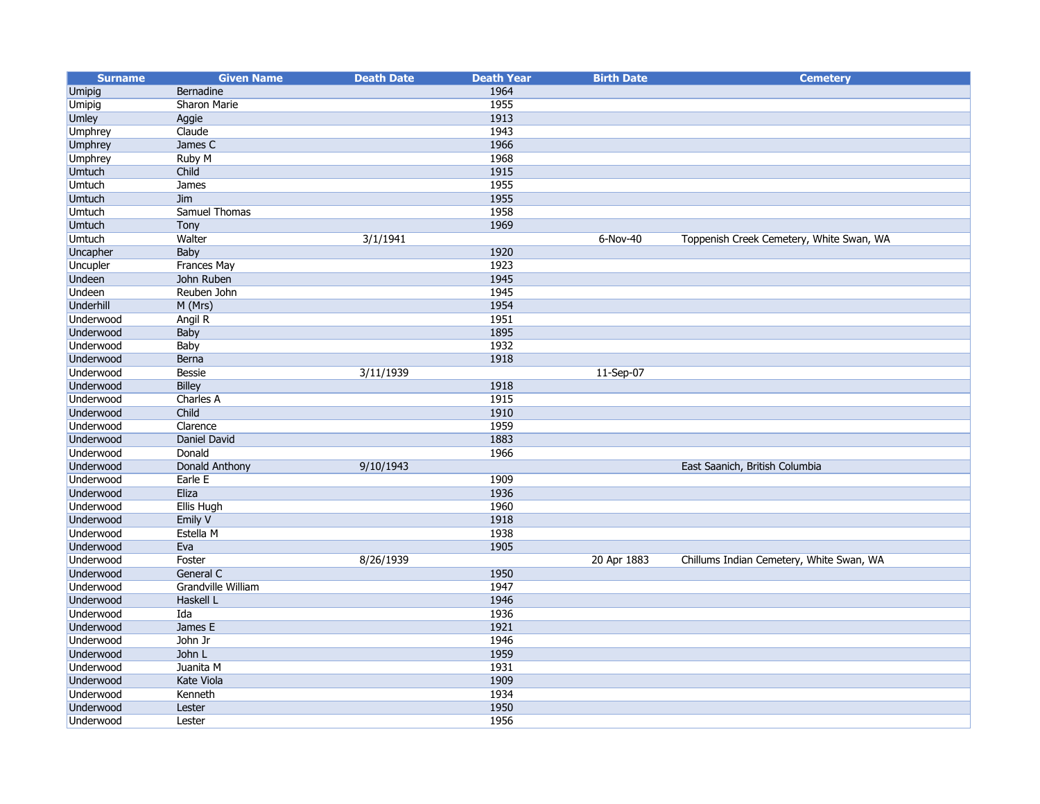| Surname | Given Name | Death Date | Death Year | Birth Date | Cemetery |
|---|---|---|---|---|---|
| Umipig | Bernadine | | 1964 | | |
| Umipig | Sharon Marie | | 1955 | | |
| Umley | Aggie | | 1913 | | |
| Umphrey | Claude | | 1943 | | |
| Umphrey | James C | | 1966 | | |
| Umphrey | Ruby M | | 1968 | | |
| Umtuch | Child | | 1915 | | |
| Umtuch | James | | 1955 | | |
| Umtuch | Jim | | 1955 | | |
| Umtuch | Samuel Thomas | | 1958 | | |
| Umtuch | Tony | | 1969 | | |
| Umtuch | Walter | 3/1/1941 | | 6-Nov-40 | Toppenish Creek Cemetery, White Swan, WA |
| Uncapher | Baby | | 1920 | | |
| Uncupler | Frances May | | 1923 | | |
| Undeen | John Ruben | | 1945 | | |
| Undeen | Reuben John | | 1945 | | |
| Underhill | M (Mrs) | | 1954 | | |
| Underwood | Angil R | | 1951 | | |
| Underwood | Baby | | 1895 | | |
| Underwood | Baby | | 1932 | | |
| Underwood | Berna | | 1918 | | |
| Underwood | Bessie | 3/11/1939 | | 11-Sep-07 | |
| Underwood | Billey | | 1918 | | |
| Underwood | Charles A | | 1915 | | |
| Underwood | Child | | 1910 | | |
| Underwood | Clarence | | 1959 | | |
| Underwood | Daniel David | | 1883 | | |
| Underwood | Donald | | 1966 | | |
| Underwood | Donald Anthony | 9/10/1943 | | | East Saanich, British Columbia |
| Underwood | Earle E | | 1909 | | |
| Underwood | Eliza | | 1936 | | |
| Underwood | Ellis Hugh | | 1960 | | |
| Underwood | Emily V | | 1918 | | |
| Underwood | Estella M | | 1938 | | |
| Underwood | Eva | | 1905 | | |
| Underwood | Foster | 8/26/1939 | | 20 Apr 1883 | Chillums Indian Cemetery, White Swan, WA |
| Underwood | General C | | 1950 | | |
| Underwood | Grandville William | | 1947 | | |
| Underwood | Haskell L | | 1946 | | |
| Underwood | Ida | | 1936 | | |
| Underwood | James E | | 1921 | | |
| Underwood | John Jr | | 1946 | | |
| Underwood | John L | | 1959 | | |
| Underwood | Juanita M | | 1931 | | |
| Underwood | Kate Viola | | 1909 | | |
| Underwood | Kenneth | | 1934 | | |
| Underwood | Lester | | 1950 | | |
| Underwood | Lester | | 1956 | | |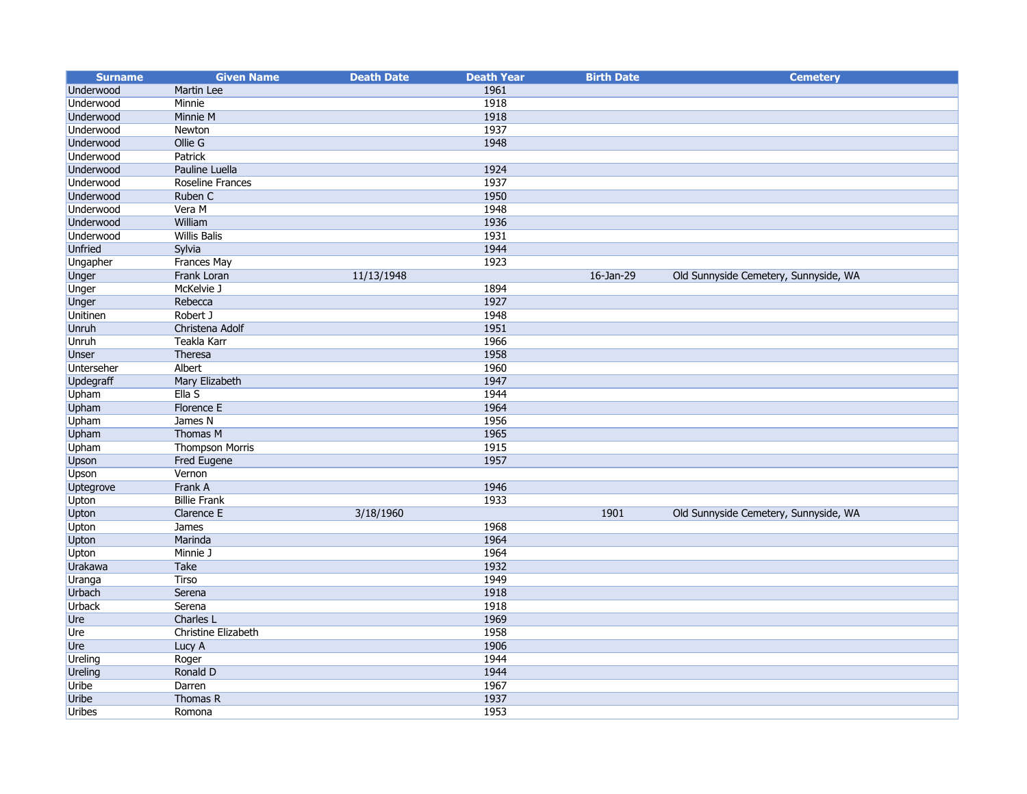| Surname | Given Name | Death Date | Death Year | Birth Date | Cemetery |
|---|---|---|---|---|---|
| Underwood | Martin Lee | | 1961 | | |
| Underwood | Minnie | | 1918 | | |
| Underwood | Minnie M | | 1918 | | |
| Underwood | Newton | | 1937 | | |
| Underwood | Ollie G | | 1948 | | |
| Underwood | Patrick | | | | |
| Underwood | Pauline Luella | | 1924 | | |
| Underwood | Roseline Frances | | 1937 | | |
| Underwood | Ruben C | | 1950 | | |
| Underwood | Vera M | | 1948 | | |
| Underwood | William | | 1936 | | |
| Underwood | Willis Balis | | 1931 | | |
| Unfried | Sylvia | | 1944 | | |
| Ungapher | Frances May | | 1923 | | |
| Unger | Frank Loran | 11/13/1948 | | 16-Jan-29 | Old Sunnyside Cemetery, Sunnyside, WA |
| Unger | McKelvie J | | 1894 | | |
| Unger | Rebecca | | 1927 | | |
| Unitinen | Robert J | | 1948 | | |
| Unruh | Christena Adolf | | 1951 | | |
| Unruh | Teakla Karr | | 1966 | | |
| Unser | Theresa | | 1958 | | |
| Unterseher | Albert | | 1960 | | |
| Updegraff | Mary Elizabeth | | 1947 | | |
| Upham | Ella S | | 1944 | | |
| Upham | Florence E | | 1964 | | |
| Upham | James N | | 1956 | | |
| Upham | Thomas M | | 1965 | | |
| Upham | Thompson Morris | | 1915 | | |
| Upson | Fred Eugene | | 1957 | | |
| Upson | Vernon | | | | |
| Uptegrove | Frank A | | 1946 | | |
| Upton | Billie Frank | | 1933 | | |
| Upton | Clarence E | 3/18/1960 | | 1901 | Old Sunnyside Cemetery, Sunnyside, WA |
| Upton | James | | 1968 | | |
| Upton | Marinda | | 1964 | | |
| Upton | Minnie J | | 1964 | | |
| Urakawa | Take | | 1932 | | |
| Uranga | Tirso | | 1949 | | |
| Urbach | Serena | | 1918 | | |
| Urback | Serena | | 1918 | | |
| Ure | Charles L | | 1969 | | |
| Ure | Christine Elizabeth | | 1958 | | |
| Ure | Lucy A | | 1906 | | |
| Ureling | Roger | | 1944 | | |
| Ureling | Ronald D | | 1944 | | |
| Uribe | Darren | | 1967 | | |
| Uribe | Thomas R | | 1937 | | |
| Uribes | Romona | | 1953 | | |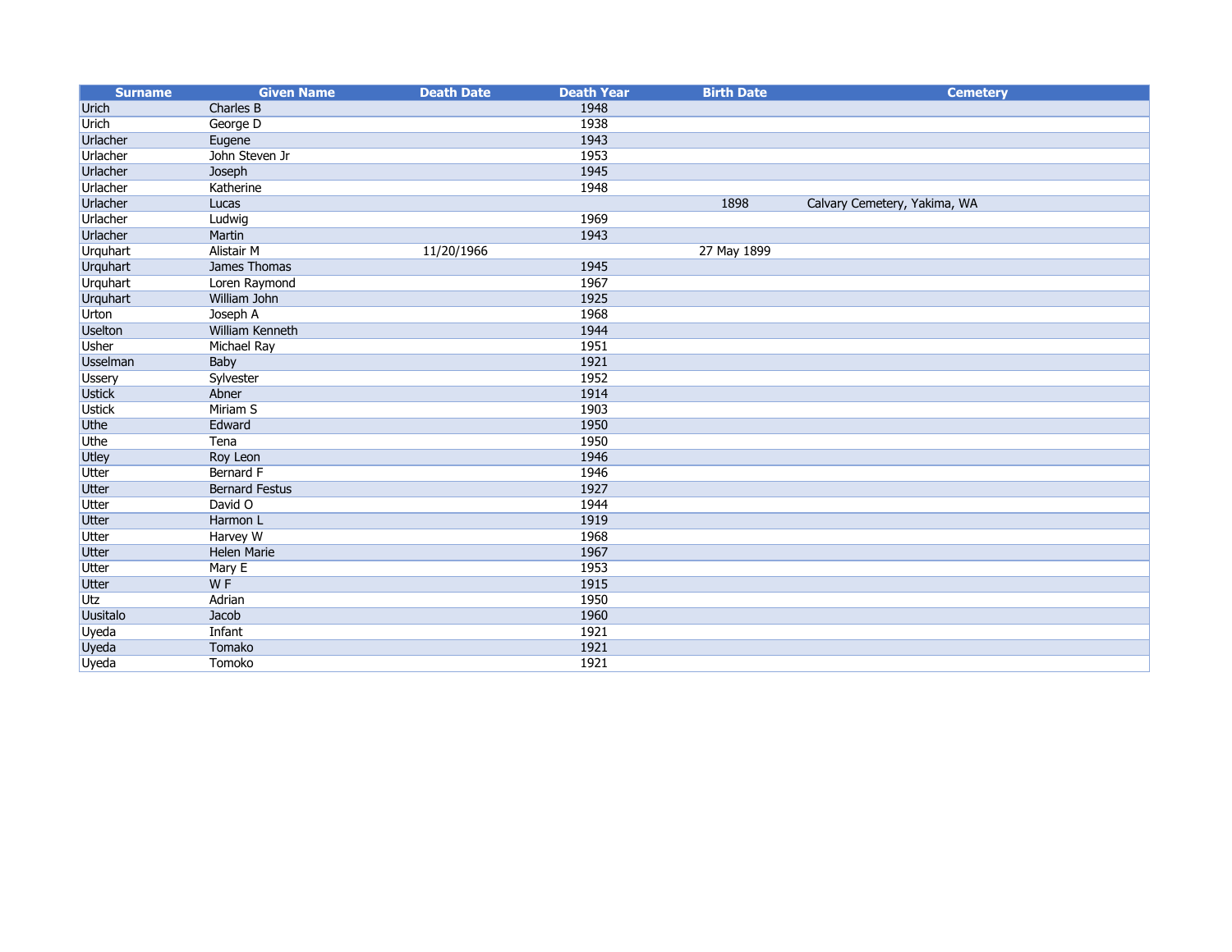| Surname | Given Name | Death Date | Death Year | Birth Date | Cemetery |
|---|---|---|---|---|---|
| Urich | Charles B | | 1948 | | |
| Urich | George D | | 1938 | | |
| Urlacher | Eugene | | 1943 | | |
| Urlacher | John Steven Jr | | 1953 | | |
| Urlacher | Joseph | | 1945 | | |
| Urlacher | Katherine | | 1948 | | |
| Urlacher | Lucas | | | 1898 | Calvary Cemetery, Yakima, WA |
| Urlacher | Ludwig | | 1969 | | |
| Urlacher | Martin | | 1943 | | |
| Urquhart | Alistair M | 11/20/1966 | | 27 May 1899 | |
| Urquhart | James Thomas | | 1945 | | |
| Urquhart | Loren Raymond | | 1967 | | |
| Urquhart | William John | | 1925 | | |
| Urton | Joseph A | | 1968 | | |
| Uselton | William Kenneth | | 1944 | | |
| Usher | Michael Ray | | 1951 | | |
| Usselman | Baby | | 1921 | | |
| Ussery | Sylvester | | 1952 | | |
| Ustick | Abner | | 1914 | | |
| Ustick | Miriam S | | 1903 | | |
| Uthe | Edward | | 1950 | | |
| Uthe | Tena | | 1950 | | |
| Utley | Roy Leon | | 1946 | | |
| Utter | Bernard F | | 1946 | | |
| Utter | Bernard Festus | | 1927 | | |
| Utter | David O | | 1944 | | |
| Utter | Harmon L | | 1919 | | |
| Utter | Harvey W | | 1968 | | |
| Utter | Helen Marie | | 1967 | | |
| Utter | Mary E | | 1953 | | |
| Utter | W F | | 1915 | | |
| Utz | Adrian | | 1950 | | |
| Uusitalo | Jacob | | 1960 | | |
| Uyeda | Infant | | 1921 | | |
| Uyeda | Tomako | | 1921 | | |
| Uyeda | Tomoko | | 1921 | | |